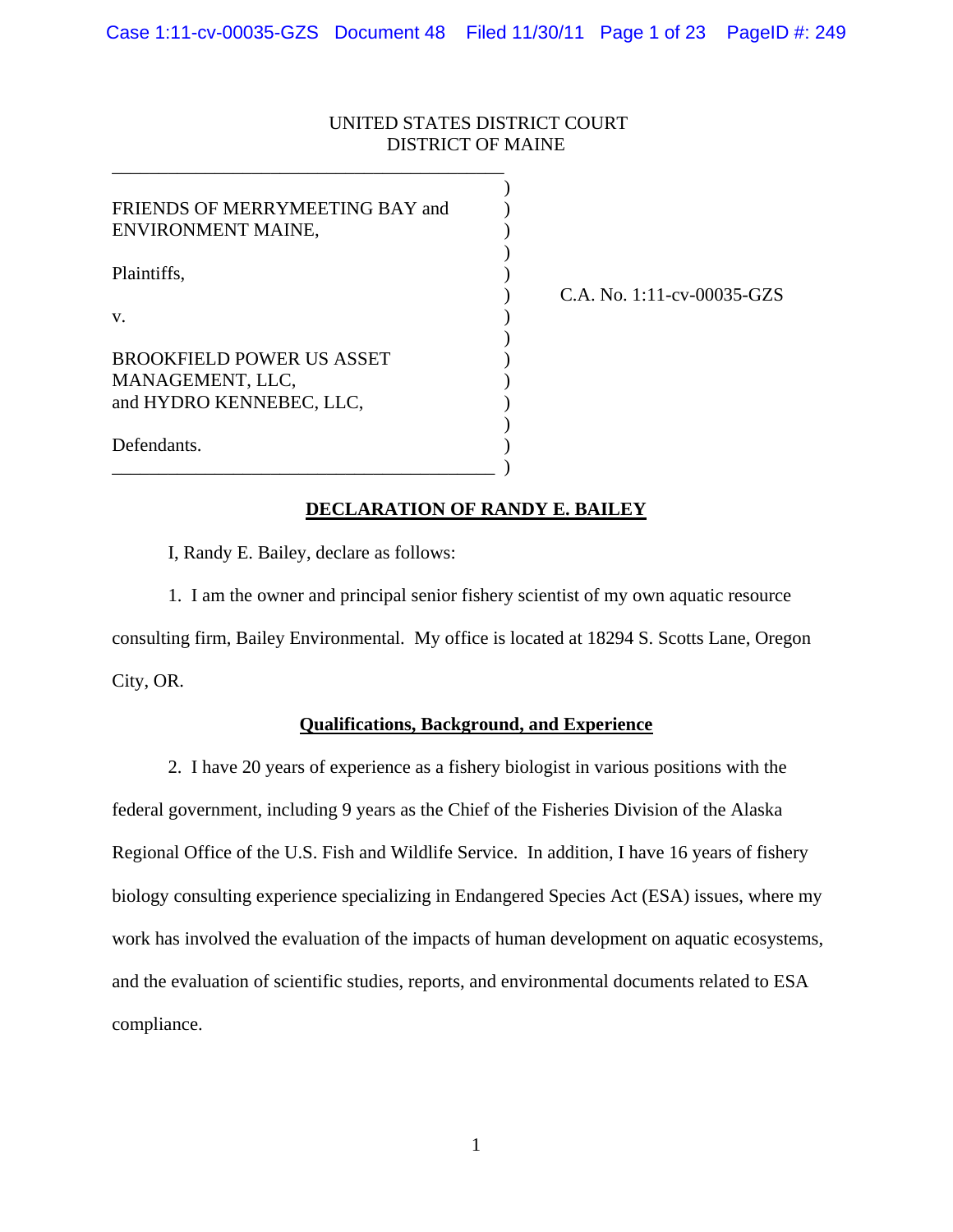UNITED STATES DISTRICT COURT
DISTRICT OF MAINE

FRIENDS OF MERRYMEETING BAY and ENVIRONMENT MAINE,

Plaintiffs,

v.

BROOKFIELD POWER US ASSET MANAGEMENT, LLC, and HYDRO KENNEBEC, LLC,

Defendants.

C.A. No. 1:11-cv-00035-GZS

## DECLARATION OF RANDY E. BAILEY

I, Randy E. Bailey, declare as follows:

1. I am the owner and principal senior fishery scientist of my own aquatic resource consulting firm, Bailey Environmental. My office is located at 18294 S. Scotts Lane, Oregon City, OR.

### Qualifications, Background, and Experience

2. I have 20 years of experience as a fishery biologist in various positions with the federal government, including 9 years as the Chief of the Fisheries Division of the Alaska Regional Office of the U.S. Fish and Wildlife Service. In addition, I have 16 years of fishery biology consulting experience specializing in Endangered Species Act (ESA) issues, where my work has involved the evaluation of the impacts of human development on aquatic ecosystems, and the evaluation of scientific studies, reports, and environmental documents related to ESA compliance.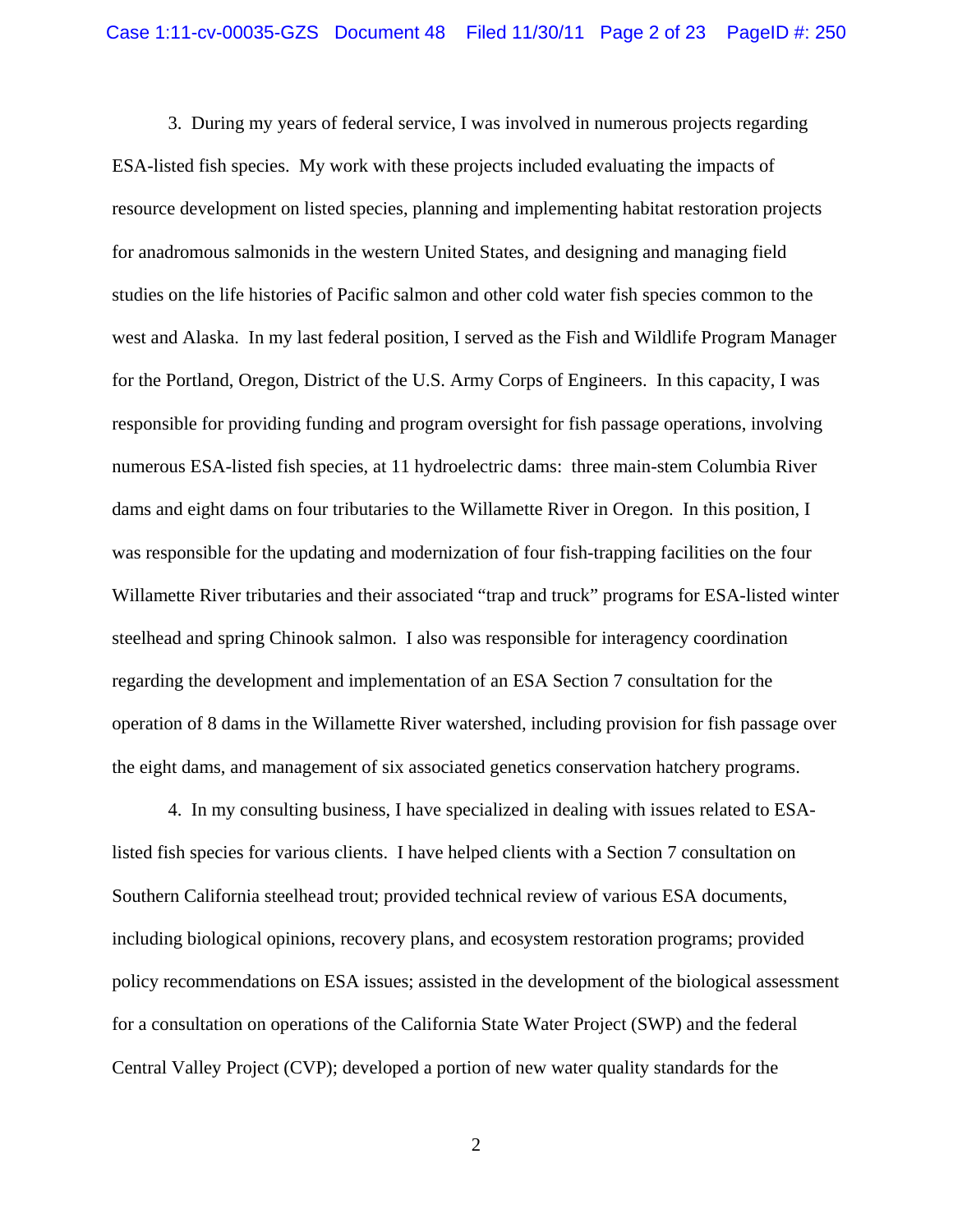3. During my years of federal service, I was involved in numerous projects regarding ESA-listed fish species. My work with these projects included evaluating the impacts of resource development on listed species, planning and implementing habitat restoration projects for anadromous salmonids in the western United States, and designing and managing field studies on the life histories of Pacific salmon and other cold water fish species common to the west and Alaska. In my last federal position, I served as the Fish and Wildlife Program Manager for the Portland, Oregon, District of the U.S. Army Corps of Engineers. In this capacity, I was responsible for providing funding and program oversight for fish passage operations, involving numerous ESA-listed fish species, at 11 hydroelectric dams: three main-stem Columbia River dams and eight dams on four tributaries to the Willamette River in Oregon. In this position, I was responsible for the updating and modernization of four fish-trapping facilities on the four Willamette River tributaries and their associated "trap and truck" programs for ESA-listed winter steelhead and spring Chinook salmon. I also was responsible for interagency coordination regarding the development and implementation of an ESA Section 7 consultation for the operation of 8 dams in the Willamette River watershed, including provision for fish passage over the eight dams, and management of six associated genetics conservation hatchery programs.

4. In my consulting business, I have specialized in dealing with issues related to ESA-listed fish species for various clients. I have helped clients with a Section 7 consultation on Southern California steelhead trout; provided technical review of various ESA documents, including biological opinions, recovery plans, and ecosystem restoration programs; provided policy recommendations on ESA issues; assisted in the development of the biological assessment for a consultation on operations of the California State Water Project (SWP) and the federal Central Valley Project (CVP); developed a portion of new water quality standards for the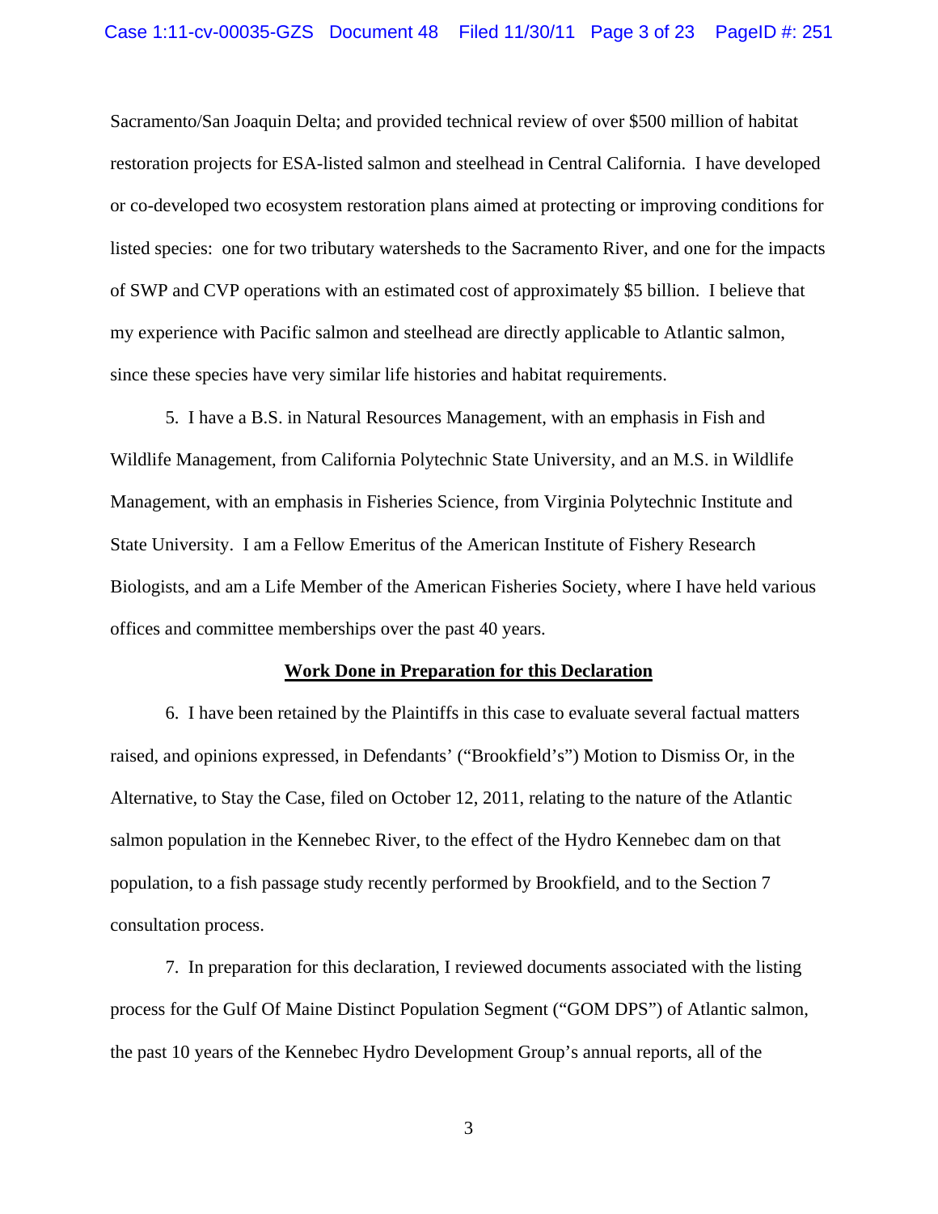Sacramento/San Joaquin Delta; and provided technical review of over $500 million of habitat restoration projects for ESA-listed salmon and steelhead in Central California. I have developed or co-developed two ecosystem restoration plans aimed at protecting or improving conditions for listed species: one for two tributary watersheds to the Sacramento River, and one for the impacts of SWP and CVP operations with an estimated cost of approximately $5 billion. I believe that my experience with Pacific salmon and steelhead are directly applicable to Atlantic salmon, since these species have very similar life histories and habitat requirements.

5. I have a B.S. in Natural Resources Management, with an emphasis in Fish and Wildlife Management, from California Polytechnic State University, and an M.S. in Wildlife Management, with an emphasis in Fisheries Science, from Virginia Polytechnic Institute and State University. I am a Fellow Emeritus of the American Institute of Fishery Research Biologists, and am a Life Member of the American Fisheries Society, where I have held various offices and committee memberships over the past 40 years.

## Work Done in Preparation for this Declaration

6. I have been retained by the Plaintiffs in this case to evaluate several factual matters raised, and opinions expressed, in Defendants' ("Brookfield's") Motion to Dismiss Or, in the Alternative, to Stay the Case, filed on October 12, 2011, relating to the nature of the Atlantic salmon population in the Kennebec River, to the effect of the Hydro Kennebec dam on that population, to a fish passage study recently performed by Brookfield, and to the Section 7 consultation process.

7. In preparation for this declaration, I reviewed documents associated with the listing process for the Gulf Of Maine Distinct Population Segment ("GOM DPS") of Atlantic salmon, the past 10 years of the Kennebec Hydro Development Group's annual reports, all of the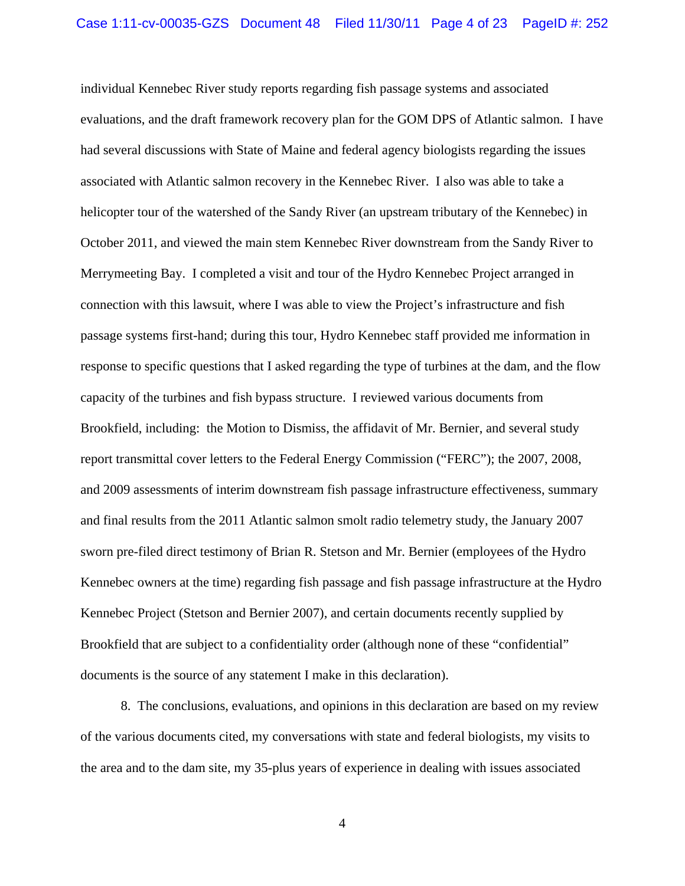individual Kennebec River study reports regarding fish passage systems and associated evaluations, and the draft framework recovery plan for the GOM DPS of Atlantic salmon. I have had several discussions with State of Maine and federal agency biologists regarding the issues associated with Atlantic salmon recovery in the Kennebec River. I also was able to take a helicopter tour of the watershed of the Sandy River (an upstream tributary of the Kennebec) in October 2011, and viewed the main stem Kennebec River downstream from the Sandy River to Merrymeeting Bay. I completed a visit and tour of the Hydro Kennebec Project arranged in connection with this lawsuit, where I was able to view the Project's infrastructure and fish passage systems first-hand; during this tour, Hydro Kennebec staff provided me information in response to specific questions that I asked regarding the type of turbines at the dam, and the flow capacity of the turbines and fish bypass structure. I reviewed various documents from Brookfield, including: the Motion to Dismiss, the affidavit of Mr. Bernier, and several study report transmittal cover letters to the Federal Energy Commission ("FERC"); the 2007, 2008, and 2009 assessments of interim downstream fish passage infrastructure effectiveness, summary and final results from the 2011 Atlantic salmon smolt radio telemetry study, the January 2007 sworn pre-filed direct testimony of Brian R. Stetson and Mr. Bernier (employees of the Hydro Kennebec owners at the time) regarding fish passage and fish passage infrastructure at the Hydro Kennebec Project (Stetson and Bernier 2007), and certain documents recently supplied by Brookfield that are subject to a confidentiality order (although none of these "confidential" documents is the source of any statement I make in this declaration).

8. The conclusions, evaluations, and opinions in this declaration are based on my review of the various documents cited, my conversations with state and federal biologists, my visits to the area and to the dam site, my 35-plus years of experience in dealing with issues associated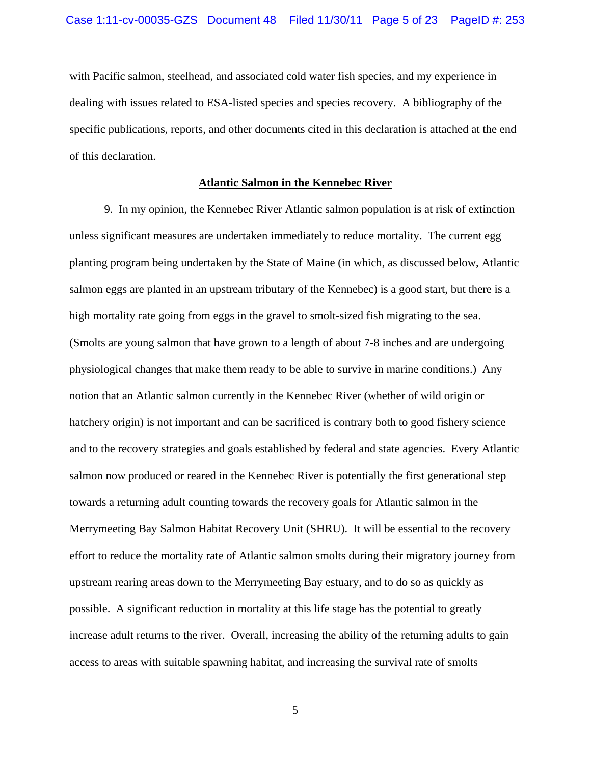with Pacific salmon, steelhead, and associated cold water fish species, and my experience in dealing with issues related to ESA-listed species and species recovery. A bibliography of the specific publications, reports, and other documents cited in this declaration is attached at the end of this declaration.

## Atlantic Salmon in the Kennebec River

9. In my opinion, the Kennebec River Atlantic salmon population is at risk of extinction unless significant measures are undertaken immediately to reduce mortality. The current egg planting program being undertaken by the State of Maine (in which, as discussed below, Atlantic salmon eggs are planted in an upstream tributary of the Kennebec) is a good start, but there is a high mortality rate going from eggs in the gravel to smolt-sized fish migrating to the sea. (Smolts are young salmon that have grown to a length of about 7-8 inches and are undergoing physiological changes that make them ready to be able to survive in marine conditions.) Any notion that an Atlantic salmon currently in the Kennebec River (whether of wild origin or hatchery origin) is not important and can be sacrificed is contrary both to good fishery science and to the recovery strategies and goals established by federal and state agencies. Every Atlantic salmon now produced or reared in the Kennebec River is potentially the first generational step towards a returning adult counting towards the recovery goals for Atlantic salmon in the Merrymeeting Bay Salmon Habitat Recovery Unit (SHRU). It will be essential to the recovery effort to reduce the mortality rate of Atlantic salmon smolts during their migratory journey from upstream rearing areas down to the Merrymeeting Bay estuary, and to do so as quickly as possible. A significant reduction in mortality at this life stage has the potential to greatly increase adult returns to the river. Overall, increasing the ability of the returning adults to gain access to areas with suitable spawning habitat, and increasing the survival rate of smolts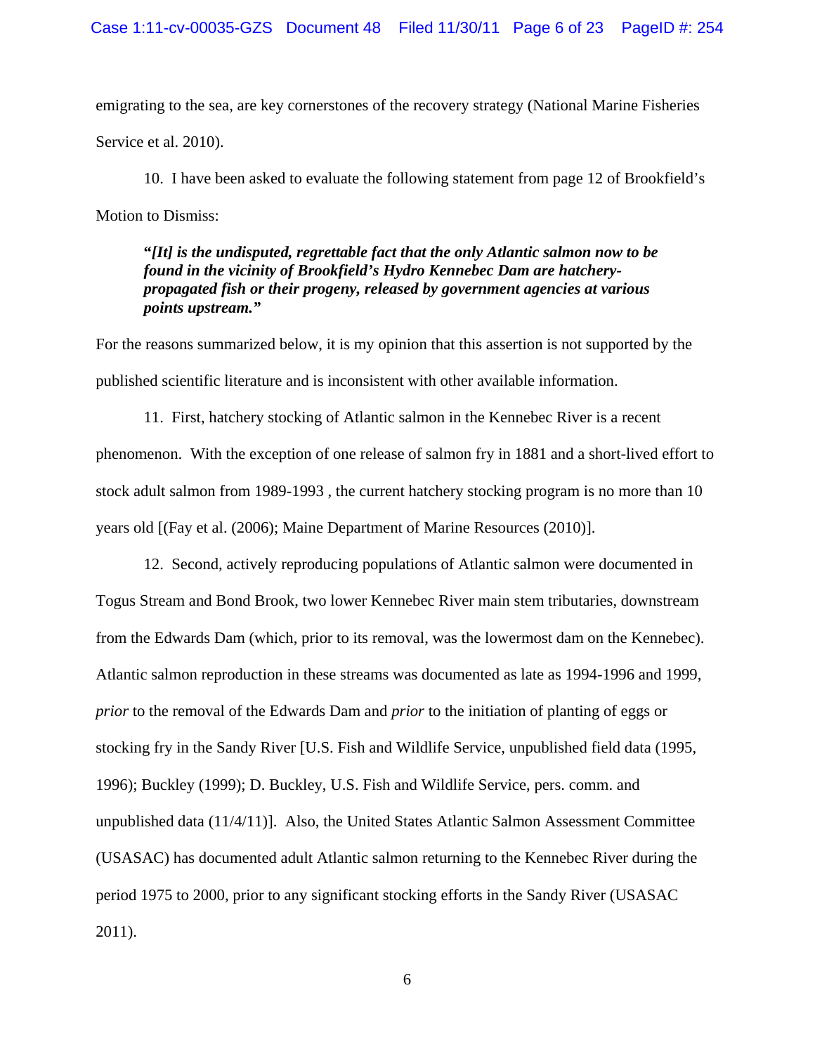emigrating to the sea, are key cornerstones of the recovery strategy (National Marine Fisheries Service et al. 2010).

10. I have been asked to evaluate the following statement from page 12 of Brookfield's Motion to Dismiss:

> ***"[It] is the undisputed, regrettable fact that the only Atlantic salmon now to be found in the vicinity of Brookfield's Hydro Kennebec Dam are hatchery-propagated fish or their progeny, released by government agencies at various points upstream."***

For the reasons summarized below, it is my opinion that this assertion is not supported by the published scientific literature and is inconsistent with other available information.

11. First, hatchery stocking of Atlantic salmon in the Kennebec River is a recent phenomenon. With the exception of one release of salmon fry in 1881 and a short-lived effort to stock adult salmon from 1989-1993 , the current hatchery stocking program is no more than 10 years old [(Fay et al. (2006); Maine Department of Marine Resources (2010)].

12. Second, actively reproducing populations of Atlantic salmon were documented in Togus Stream and Bond Brook, two lower Kennebec River main stem tributaries, downstream from the Edwards Dam (which, prior to its removal, was the lowermost dam on the Kennebec). Atlantic salmon reproduction in these streams was documented as late as 1994-1996 and 1999, *prior* to the removal of the Edwards Dam and *prior* to the initiation of planting of eggs or stocking fry in the Sandy River [U.S. Fish and Wildlife Service, unpublished field data (1995, 1996); Buckley (1999); D. Buckley, U.S. Fish and Wildlife Service, pers. comm. and unpublished data (11/4/11)]. Also, the United States Atlantic Salmon Assessment Committee (USASAC) has documented adult Atlantic salmon returning to the Kennebec River during the period 1975 to 2000, prior to any significant stocking efforts in the Sandy River (USASAC 2011).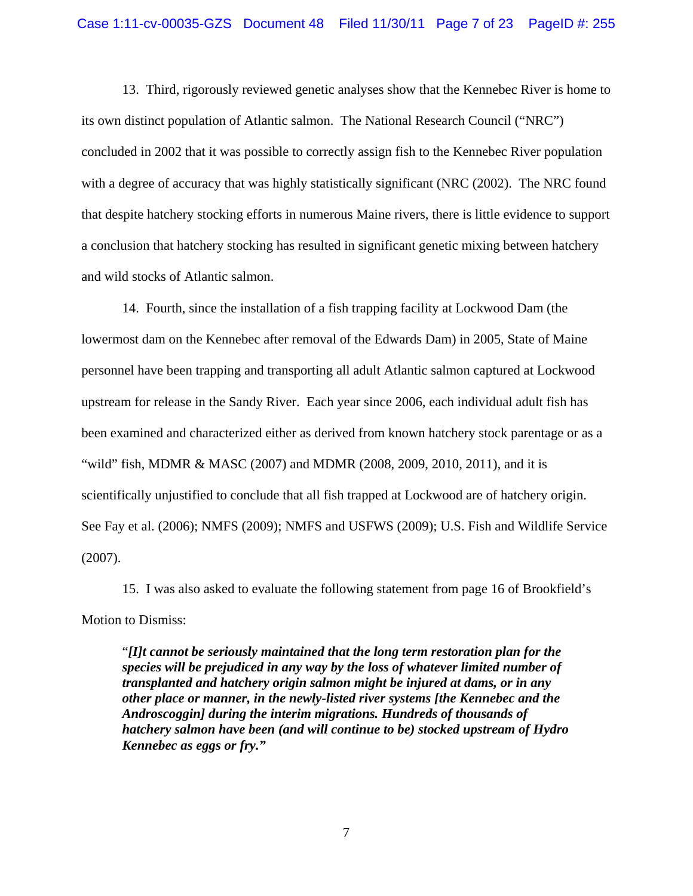13. Third, rigorously reviewed genetic analyses show that the Kennebec River is home to its own distinct population of Atlantic salmon. The National Research Council ("NRC") concluded in 2002 that it was possible to correctly assign fish to the Kennebec River population with a degree of accuracy that was highly statistically significant (NRC (2002). The NRC found that despite hatchery stocking efforts in numerous Maine rivers, there is little evidence to support a conclusion that hatchery stocking has resulted in significant genetic mixing between hatchery and wild stocks of Atlantic salmon.

14. Fourth, since the installation of a fish trapping facility at Lockwood Dam (the lowermost dam on the Kennebec after removal of the Edwards Dam) in 2005, State of Maine personnel have been trapping and transporting all adult Atlantic salmon captured at Lockwood upstream for release in the Sandy River. Each year since 2006, each individual adult fish has been examined and characterized either as derived from known hatchery stock parentage or as a "wild" fish, MDMR & MASC (2007) and MDMR (2008, 2009, 2010, 2011), and it is scientifically unjustified to conclude that all fish trapped at Lockwood are of hatchery origin. See Fay et al. (2006); NMFS (2009); NMFS and USFWS (2009); U.S. Fish and Wildlife Service (2007).

15. I was also asked to evaluate the following statement from page 16 of Brookfield's Motion to Dismiss:

> "***[I]t cannot be seriously maintained that the long term restoration plan for the species will be prejudiced in any way by the loss of whatever limited number of transplanted and hatchery origin salmon might be injured at dams, or in any other place or manner, in the newly-listed river systems [the Kennebec and the Androscoggin] during the interim migrations. Hundreds of thousands of hatchery salmon have been (and will continue to be) stocked upstream of Hydro Kennebec as eggs or fry."***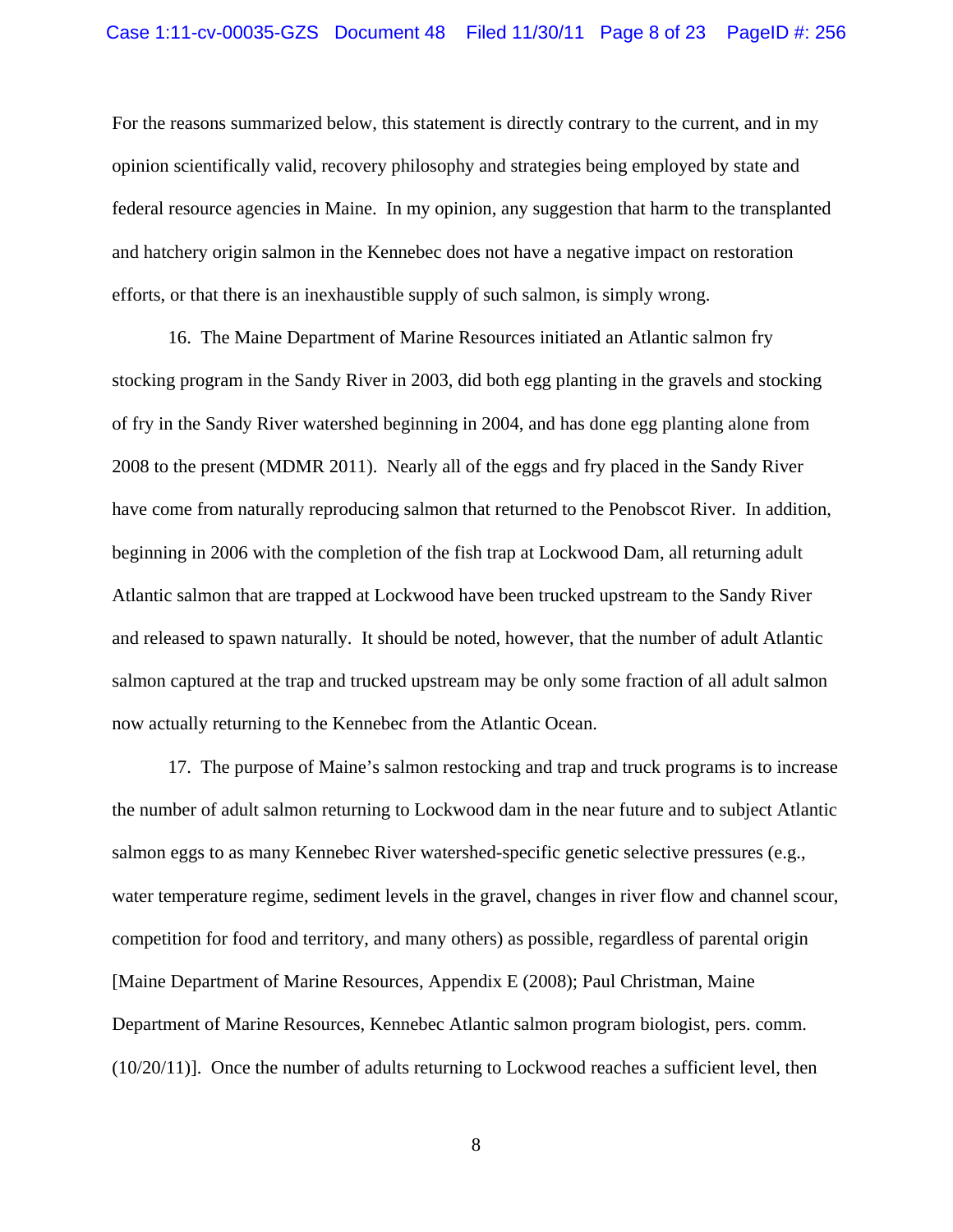For the reasons summarized below, this statement is directly contrary to the current, and in my opinion scientifically valid, recovery philosophy and strategies being employed by state and federal resource agencies in Maine. In my opinion, any suggestion that harm to the transplanted and hatchery origin salmon in the Kennebec does not have a negative impact on restoration efforts, or that there is an inexhaustible supply of such salmon, is simply wrong.

16. The Maine Department of Marine Resources initiated an Atlantic salmon fry stocking program in the Sandy River in 2003, did both egg planting in the gravels and stocking of fry in the Sandy River watershed beginning in 2004, and has done egg planting alone from 2008 to the present (MDMR 2011). Nearly all of the eggs and fry placed in the Sandy River have come from naturally reproducing salmon that returned to the Penobscot River. In addition, beginning in 2006 with the completion of the fish trap at Lockwood Dam, all returning adult Atlantic salmon that are trapped at Lockwood have been trucked upstream to the Sandy River and released to spawn naturally. It should be noted, however, that the number of adult Atlantic salmon captured at the trap and trucked upstream may be only some fraction of all adult salmon now actually returning to the Kennebec from the Atlantic Ocean.

17. The purpose of Maine's salmon restocking and trap and truck programs is to increase the number of adult salmon returning to Lockwood dam in the near future and to subject Atlantic salmon eggs to as many Kennebec River watershed-specific genetic selective pressures (e.g., water temperature regime, sediment levels in the gravel, changes in river flow and channel scour, competition for food and territory, and many others) as possible, regardless of parental origin [Maine Department of Marine Resources, Appendix E (2008); Paul Christman, Maine Department of Marine Resources, Kennebec Atlantic salmon program biologist, pers. comm. (10/20/11)]. Once the number of adults returning to Lockwood reaches a sufficient level, then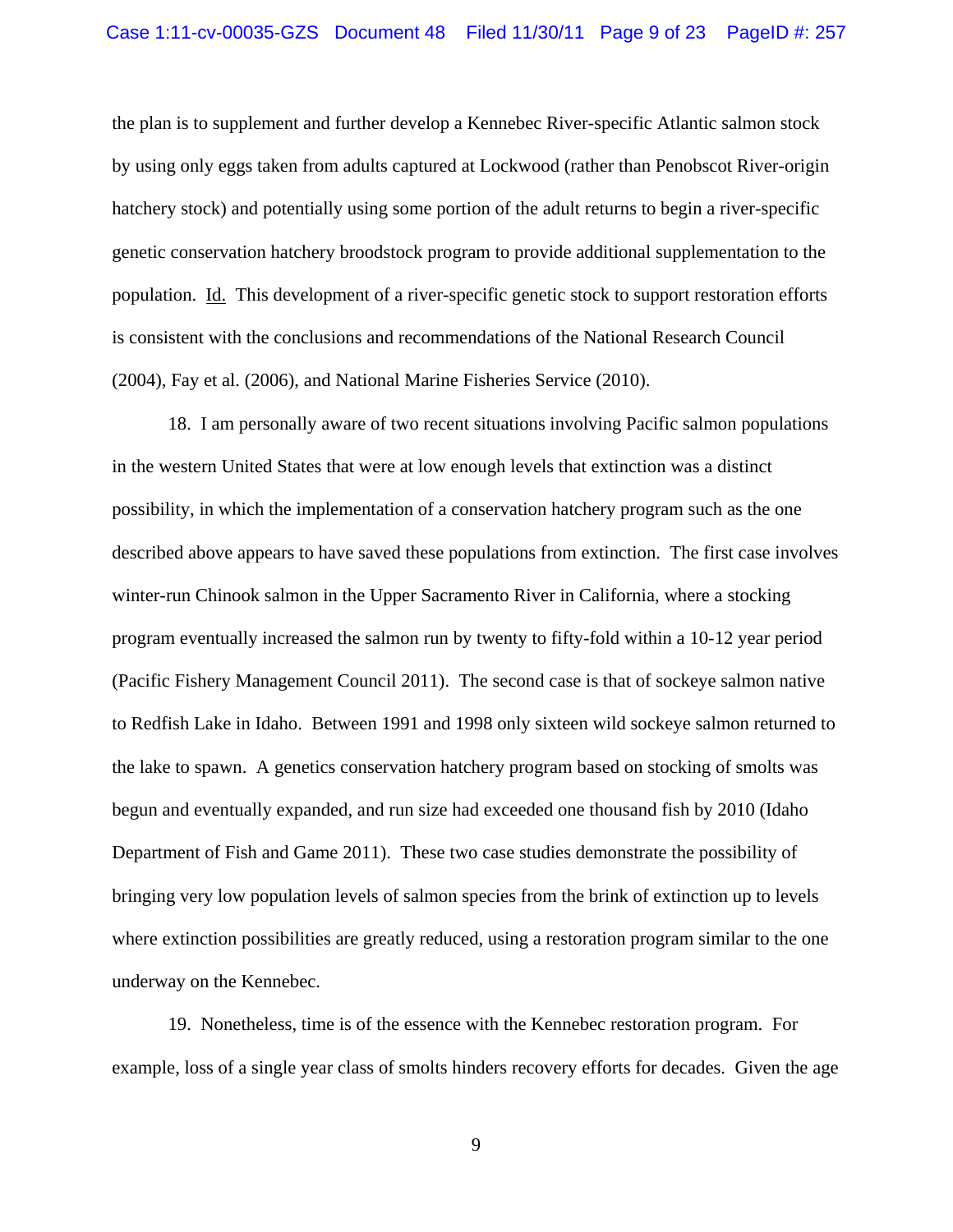the plan is to supplement and further develop a Kennebec River-specific Atlantic salmon stock by using only eggs taken from adults captured at Lockwood (rather than Penobscot River-origin hatchery stock) and potentially using some portion of the adult returns to begin a river-specific genetic conservation hatchery broodstock program to provide additional supplementation to the population. Id. This development of a river-specific genetic stock to support restoration efforts is consistent with the conclusions and recommendations of the National Research Council (2004), Fay et al. (2006), and National Marine Fisheries Service (2010).

18. I am personally aware of two recent situations involving Pacific salmon populations in the western United States that were at low enough levels that extinction was a distinct possibility, in which the implementation of a conservation hatchery program such as the one described above appears to have saved these populations from extinction. The first case involves winter-run Chinook salmon in the Upper Sacramento River in California, where a stocking program eventually increased the salmon run by twenty to fifty-fold within a 10-12 year period (Pacific Fishery Management Council 2011). The second case is that of sockeye salmon native to Redfish Lake in Idaho. Between 1991 and 1998 only sixteen wild sockeye salmon returned to the lake to spawn. A genetics conservation hatchery program based on stocking of smolts was begun and eventually expanded, and run size had exceeded one thousand fish by 2010 (Idaho Department of Fish and Game 2011). These two case studies demonstrate the possibility of bringing very low population levels of salmon species from the brink of extinction up to levels where extinction possibilities are greatly reduced, using a restoration program similar to the one underway on the Kennebec.

19. Nonetheless, time is of the essence with the Kennebec restoration program. For example, loss of a single year class of smolts hinders recovery efforts for decades. Given the age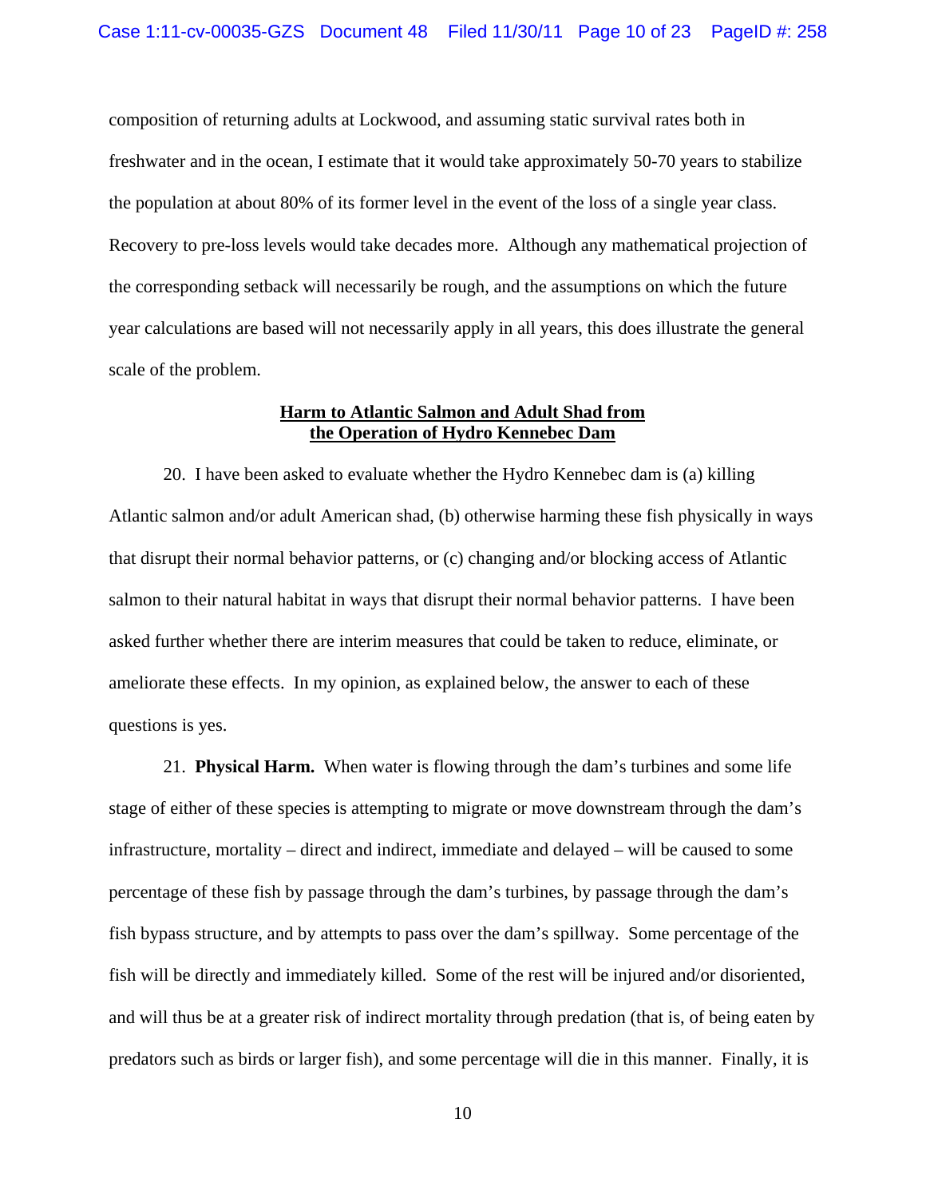composition of returning adults at Lockwood, and assuming static survival rates both in freshwater and in the ocean, I estimate that it would take approximately 50-70 years to stabilize the population at about 80% of its former level in the event of the loss of a single year class. Recovery to pre-loss levels would take decades more. Although any mathematical projection of the corresponding setback will necessarily be rough, and the assumptions on which the future year calculations are based will not necessarily apply in all years, this does illustrate the general scale of the problem.

## Harm to Atlantic Salmon and Adult Shad from the Operation of Hydro Kennebec Dam

20. I have been asked to evaluate whether the Hydro Kennebec dam is (a) killing Atlantic salmon and/or adult American shad, (b) otherwise harming these fish physically in ways that disrupt their normal behavior patterns, or (c) changing and/or blocking access of Atlantic salmon to their natural habitat in ways that disrupt their normal behavior patterns. I have been asked further whether there are interim measures that could be taken to reduce, eliminate, or ameliorate these effects. In my opinion, as explained below, the answer to each of these questions is yes.

21. **Physical Harm.** When water is flowing through the dam's turbines and some life stage of either of these species is attempting to migrate or move downstream through the dam's infrastructure, mortality – direct and indirect, immediate and delayed – will be caused to some percentage of these fish by passage through the dam's turbines, by passage through the dam's fish bypass structure, and by attempts to pass over the dam's spillway. Some percentage of the fish will be directly and immediately killed. Some of the rest will be injured and/or disoriented, and will thus be at a greater risk of indirect mortality through predation (that is, of being eaten by predators such as birds or larger fish), and some percentage will die in this manner. Finally, it is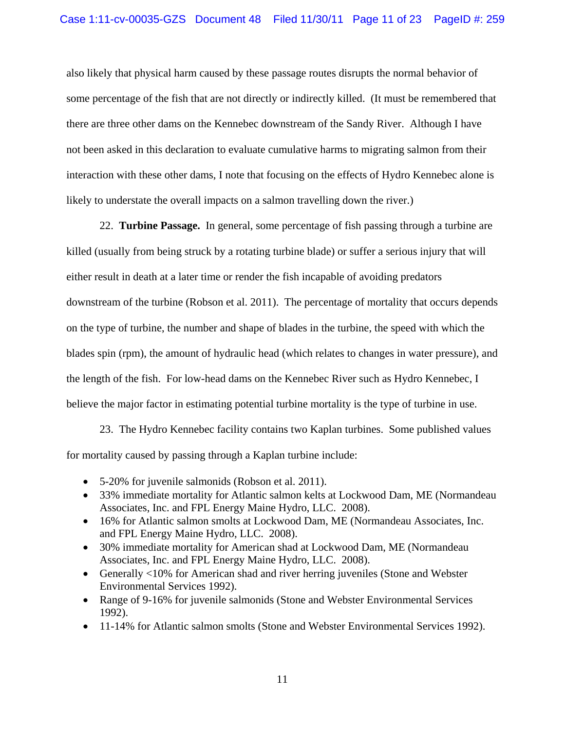also likely that physical harm caused by these passage routes disrupts the normal behavior of some percentage of the fish that are not directly or indirectly killed. (It must be remembered that there are three other dams on the Kennebec downstream of the Sandy River. Although I have not been asked in this declaration to evaluate cumulative harms to migrating salmon from their interaction with these other dams, I note that focusing on the effects of Hydro Kennebec alone is likely to understate the overall impacts on a salmon travelling down the river.)

22. **Turbine Passage.** In general, some percentage of fish passing through a turbine are killed (usually from being struck by a rotating turbine blade) or suffer a serious injury that will either result in death at a later time or render the fish incapable of avoiding predators downstream of the turbine (Robson et al. 2011). The percentage of mortality that occurs depends on the type of turbine, the number and shape of blades in the turbine, the speed with which the blades spin (rpm), the amount of hydraulic head (which relates to changes in water pressure), and the length of the fish. For low-head dams on the Kennebec River such as Hydro Kennebec, I believe the major factor in estimating potential turbine mortality is the type of turbine in use.

23. The Hydro Kennebec facility contains two Kaplan turbines. Some published values for mortality caused by passing through a Kaplan turbine include:

- 5-20% for juvenile salmonids (Robson et al. 2011).
- 33% immediate mortality for Atlantic salmon kelts at Lockwood Dam, ME (Normandeau Associates, Inc. and FPL Energy Maine Hydro, LLC. 2008).
- 16% for Atlantic salmon smolts at Lockwood Dam, ME (Normandeau Associates, Inc. and FPL Energy Maine Hydro, LLC. 2008).
- 30% immediate mortality for American shad at Lockwood Dam, ME (Normandeau Associates, Inc. and FPL Energy Maine Hydro, LLC. 2008).
- Generally <10% for American shad and river herring juveniles (Stone and Webster Environmental Services 1992).
- Range of 9-16% for juvenile salmonids (Stone and Webster Environmental Services 1992).
- 11-14% for Atlantic salmon smolts (Stone and Webster Environmental Services 1992).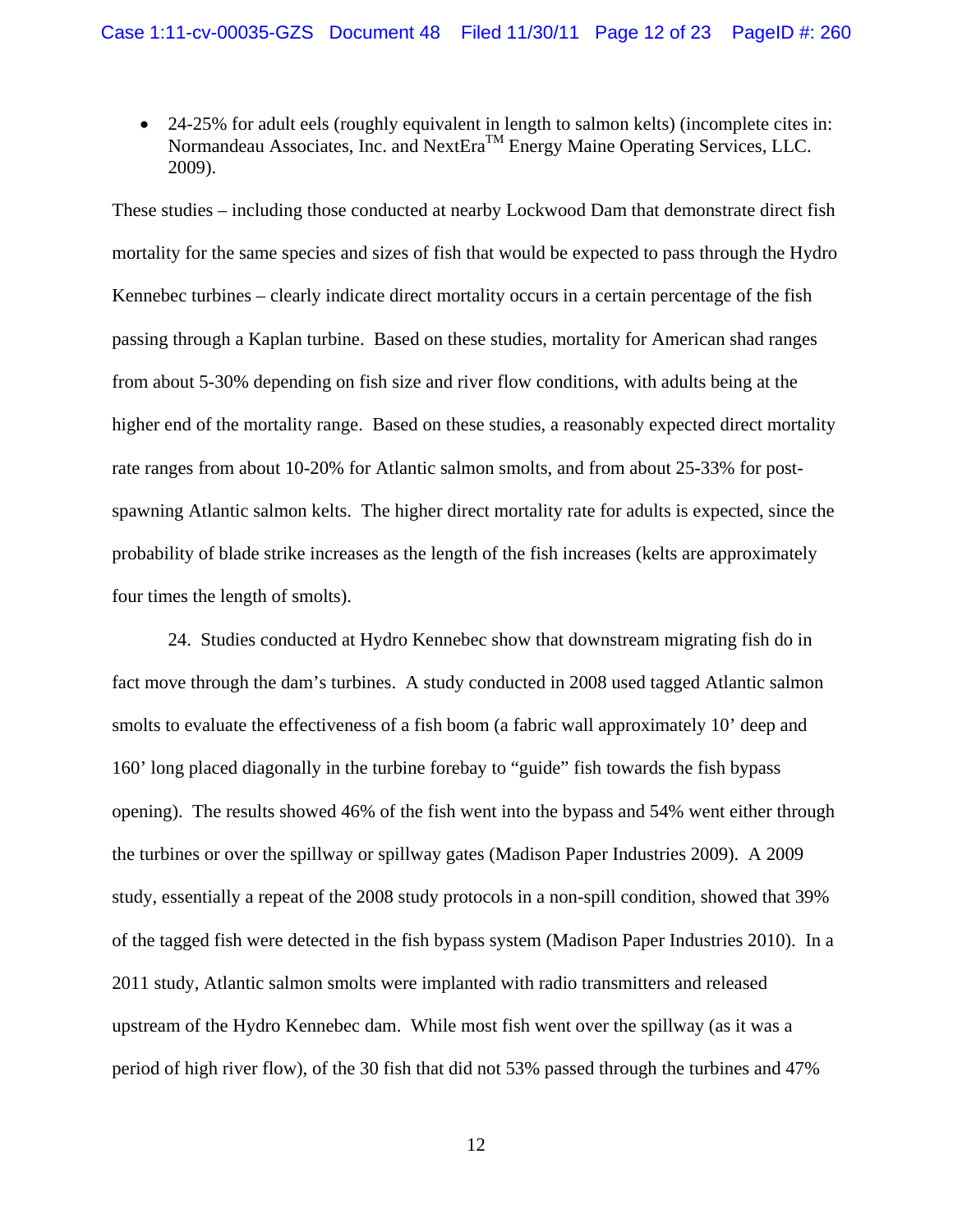- 24-25% for adult eels (roughly equivalent in length to salmon kelts) (incomplete cites in: Normandeau Associates, Inc. and NextEra™ Energy Maine Operating Services, LLC. 2009).

These studies – including those conducted at nearby Lockwood Dam that demonstrate direct fish mortality for the same species and sizes of fish that would be expected to pass through the Hydro Kennebec turbines – clearly indicate direct mortality occurs in a certain percentage of the fish passing through a Kaplan turbine. Based on these studies, mortality for American shad ranges from about 5-30% depending on fish size and river flow conditions, with adults being at the higher end of the mortality range. Based on these studies, a reasonably expected direct mortality rate ranges from about 10-20% for Atlantic salmon smolts, and from about 25-33% for post-spawning Atlantic salmon kelts. The higher direct mortality rate for adults is expected, since the probability of blade strike increases as the length of the fish increases (kelts are approximately four times the length of smolts).

24. Studies conducted at Hydro Kennebec show that downstream migrating fish do in fact move through the dam's turbines. A study conducted in 2008 used tagged Atlantic salmon smolts to evaluate the effectiveness of a fish boom (a fabric wall approximately 10' deep and 160' long placed diagonally in the turbine forebay to "guide" fish towards the fish bypass opening). The results showed 46% of the fish went into the bypass and 54% went either through the turbines or over the spillway or spillway gates (Madison Paper Industries 2009). A 2009 study, essentially a repeat of the 2008 study protocols in a non-spill condition, showed that 39% of the tagged fish were detected in the fish bypass system (Madison Paper Industries 2010). In a 2011 study, Atlantic salmon smolts were implanted with radio transmitters and released upstream of the Hydro Kennebec dam. While most fish went over the spillway (as it was a period of high river flow), of the 30 fish that did not 53% passed through the turbines and 47%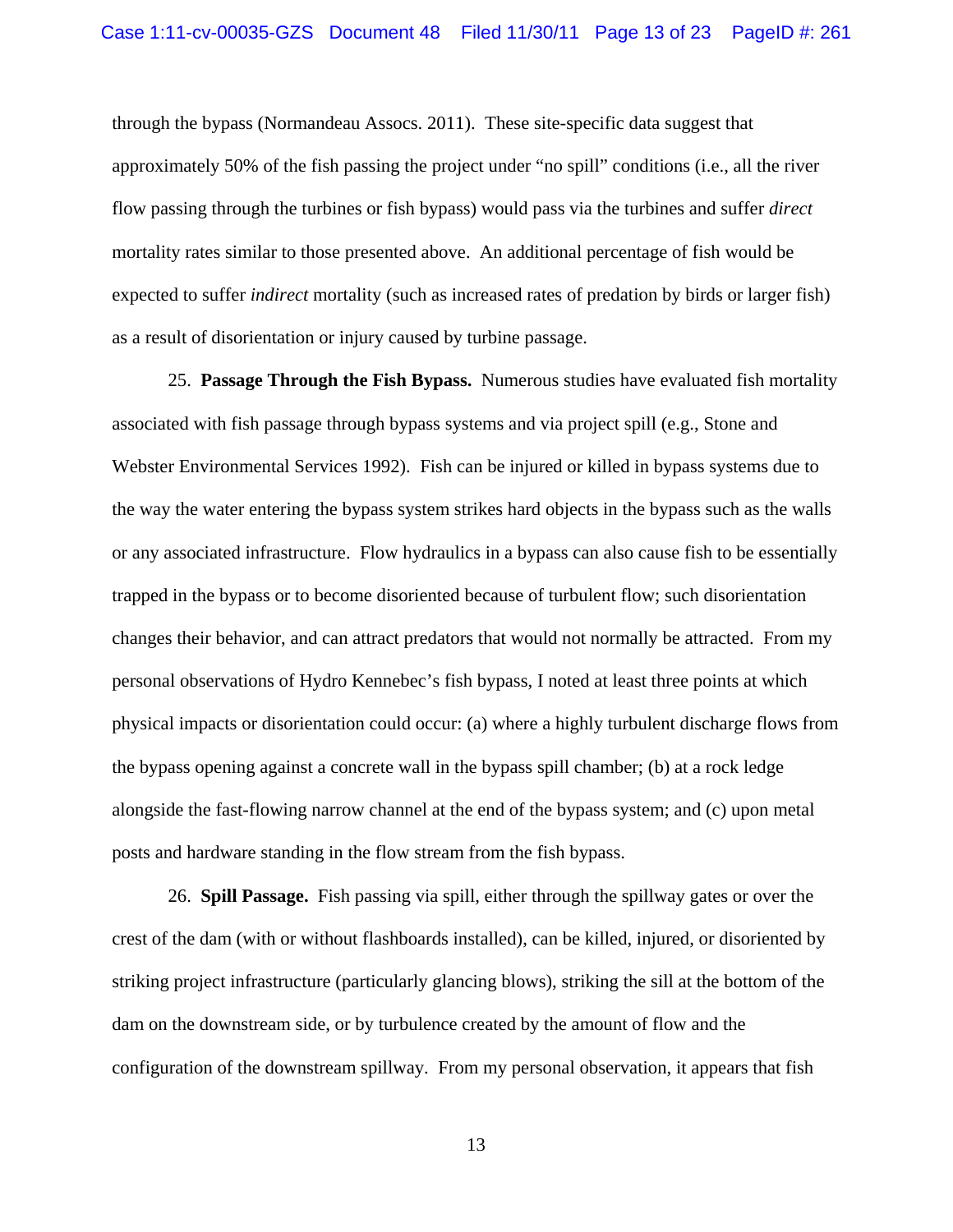through the bypass (Normandeau Assocs. 2011). These site-specific data suggest that approximately 50% of the fish passing the project under "no spill" conditions (i.e., all the river flow passing through the turbines or fish bypass) would pass via the turbines and suffer *direct* mortality rates similar to those presented above. An additional percentage of fish would be expected to suffer *indirect* mortality (such as increased rates of predation by birds or larger fish) as a result of disorientation or injury caused by turbine passage.

25. **Passage Through the Fish Bypass.** Numerous studies have evaluated fish mortality associated with fish passage through bypass systems and via project spill (e.g., Stone and Webster Environmental Services 1992). Fish can be injured or killed in bypass systems due to the way the water entering the bypass system strikes hard objects in the bypass such as the walls or any associated infrastructure. Flow hydraulics in a bypass can also cause fish to be essentially trapped in the bypass or to become disoriented because of turbulent flow; such disorientation changes their behavior, and can attract predators that would not normally be attracted. From my personal observations of Hydro Kennebec's fish bypass, I noted at least three points at which physical impacts or disorientation could occur: (a) where a highly turbulent discharge flows from the bypass opening against a concrete wall in the bypass spill chamber; (b) at a rock ledge alongside the fast-flowing narrow channel at the end of the bypass system; and (c) upon metal posts and hardware standing in the flow stream from the fish bypass.

26. **Spill Passage.** Fish passing via spill, either through the spillway gates or over the crest of the dam (with or without flashboards installed), can be killed, injured, or disoriented by striking project infrastructure (particularly glancing blows), striking the sill at the bottom of the dam on the downstream side, or by turbulence created by the amount of flow and the configuration of the downstream spillway. From my personal observation, it appears that fish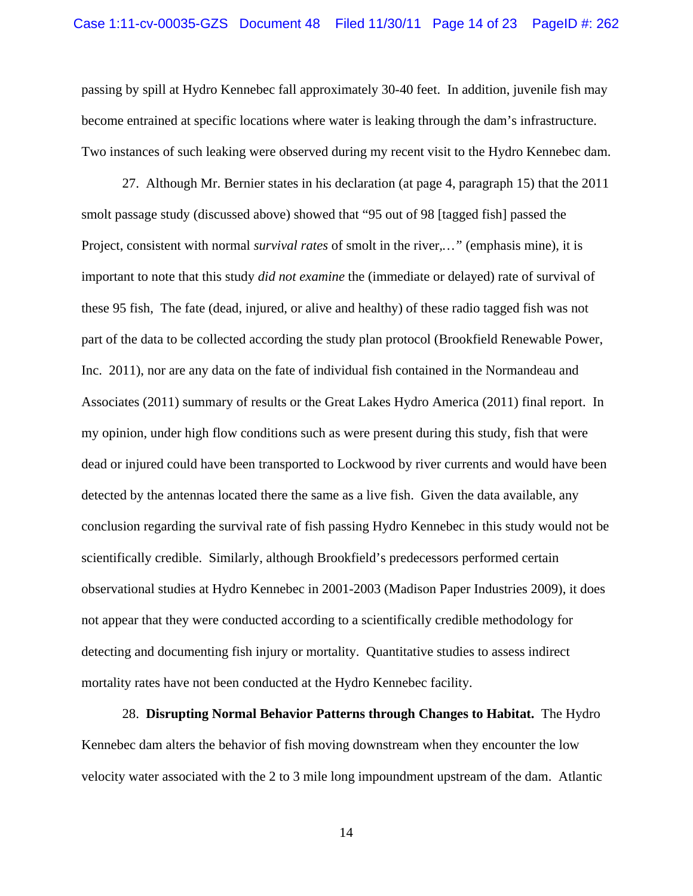passing by spill at Hydro Kennebec fall approximately 30-40 feet. In addition, juvenile fish may become entrained at specific locations where water is leaking through the dam's infrastructure. Two instances of such leaking were observed during my recent visit to the Hydro Kennebec dam.

27. Although Mr. Bernier states in his declaration (at page 4, paragraph 15) that the 2011 smolt passage study (discussed above) showed that "95 out of 98 [tagged fish] passed the Project, consistent with normal *survival rates* of smolt in the river,…" (emphasis mine), it is important to note that this study *did not examine* the (immediate or delayed) rate of survival of these 95 fish, The fate (dead, injured, or alive and healthy) of these radio tagged fish was not part of the data to be collected according the study plan protocol (Brookfield Renewable Power, Inc. 2011), nor are any data on the fate of individual fish contained in the Normandeau and Associates (2011) summary of results or the Great Lakes Hydro America (2011) final report. In my opinion, under high flow conditions such as were present during this study, fish that were dead or injured could have been transported to Lockwood by river currents and would have been detected by the antennas located there the same as a live fish. Given the data available, any conclusion regarding the survival rate of fish passing Hydro Kennebec in this study would not be scientifically credible. Similarly, although Brookfield's predecessors performed certain observational studies at Hydro Kennebec in 2001-2003 (Madison Paper Industries 2009), it does not appear that they were conducted according to a scientifically credible methodology for detecting and documenting fish injury or mortality. Quantitative studies to assess indirect mortality rates have not been conducted at the Hydro Kennebec facility.

28. **Disrupting Normal Behavior Patterns through Changes to Habitat.** The Hydro Kennebec dam alters the behavior of fish moving downstream when they encounter the low velocity water associated with the 2 to 3 mile long impoundment upstream of the dam. Atlantic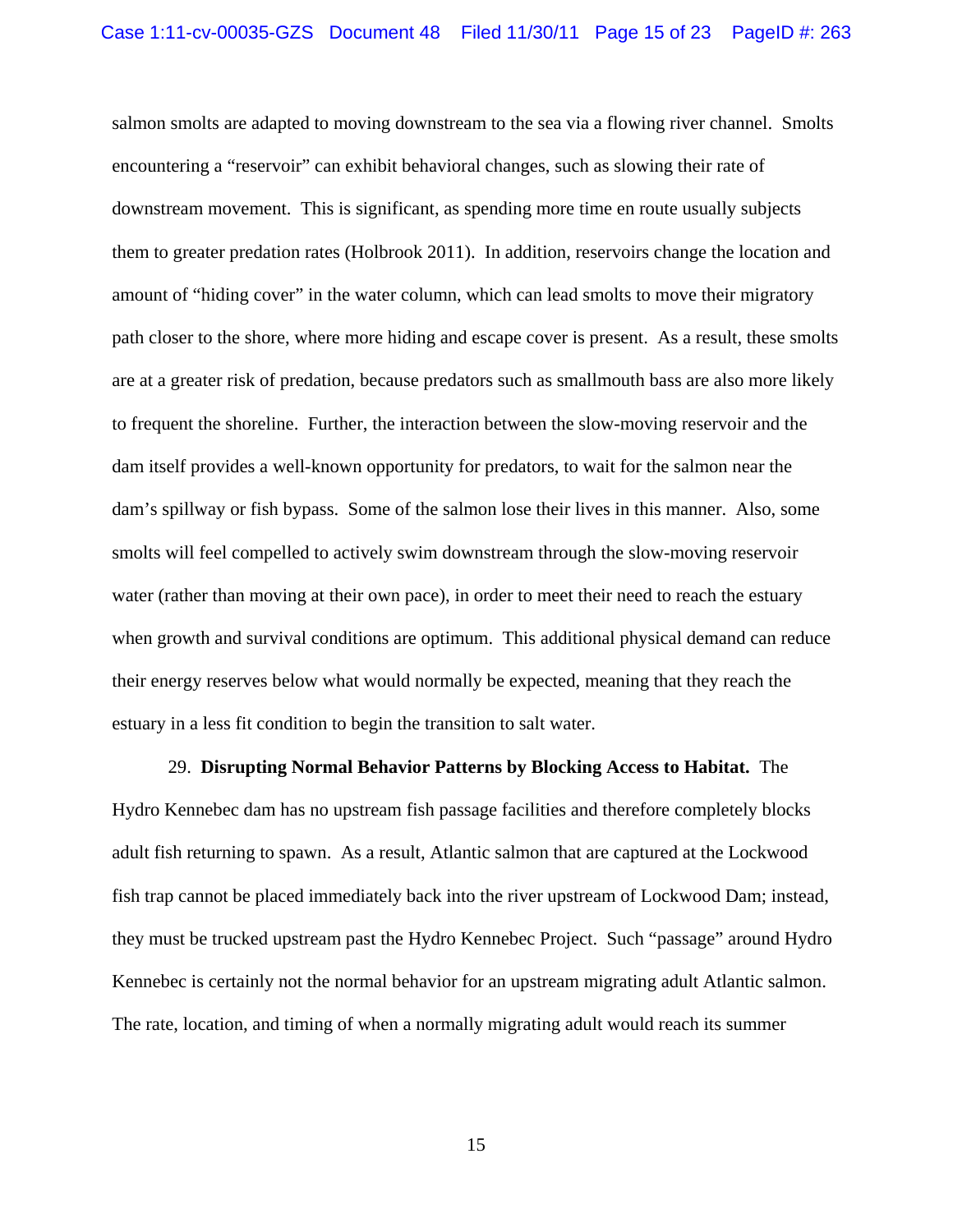salmon smolts are adapted to moving downstream to the sea via a flowing river channel. Smolts encountering a "reservoir" can exhibit behavioral changes, such as slowing their rate of downstream movement. This is significant, as spending more time en route usually subjects them to greater predation rates (Holbrook 2011). In addition, reservoirs change the location and amount of "hiding cover" in the water column, which can lead smolts to move their migratory path closer to the shore, where more hiding and escape cover is present. As a result, these smolts are at a greater risk of predation, because predators such as smallmouth bass are also more likely to frequent the shoreline. Further, the interaction between the slow-moving reservoir and the dam itself provides a well-known opportunity for predators, to wait for the salmon near the dam's spillway or fish bypass. Some of the salmon lose their lives in this manner. Also, some smolts will feel compelled to actively swim downstream through the slow-moving reservoir water (rather than moving at their own pace), in order to meet their need to reach the estuary when growth and survival conditions are optimum. This additional physical demand can reduce their energy reserves below what would normally be expected, meaning that they reach the estuary in a less fit condition to begin the transition to salt water.

29. **Disrupting Normal Behavior Patterns by Blocking Access to Habitat.** The Hydro Kennebec dam has no upstream fish passage facilities and therefore completely blocks adult fish returning to spawn. As a result, Atlantic salmon that are captured at the Lockwood fish trap cannot be placed immediately back into the river upstream of Lockwood Dam; instead, they must be trucked upstream past the Hydro Kennebec Project. Such "passage" around Hydro Kennebec is certainly not the normal behavior for an upstream migrating adult Atlantic salmon. The rate, location, and timing of when a normally migrating adult would reach its summer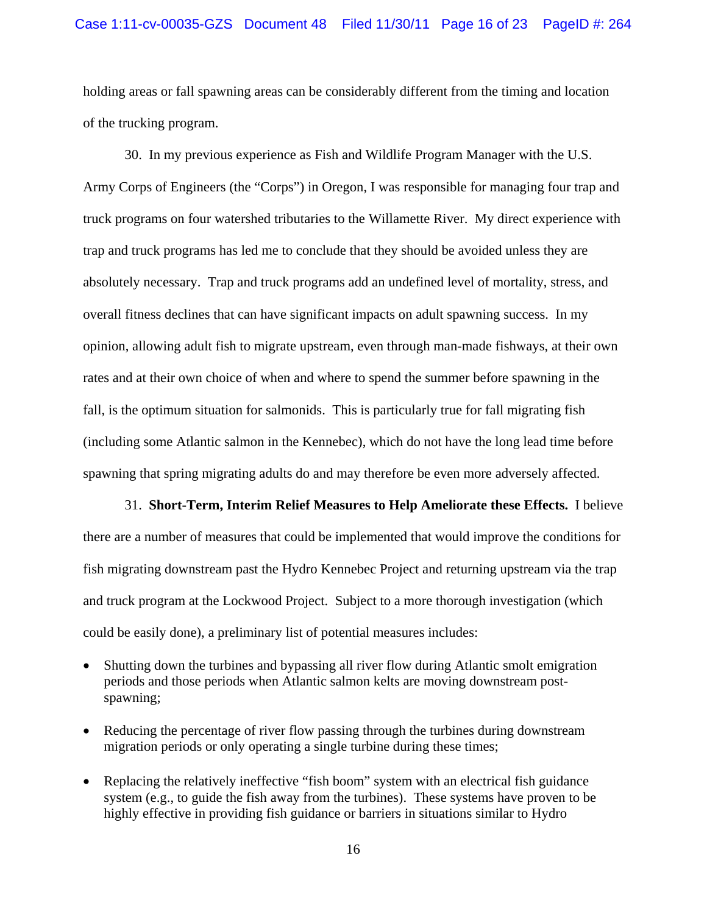holding areas or fall spawning areas can be considerably different from the timing and location of the trucking program.

30. In my previous experience as Fish and Wildlife Program Manager with the U.S. Army Corps of Engineers (the "Corps") in Oregon, I was responsible for managing four trap and truck programs on four watershed tributaries to the Willamette River. My direct experience with trap and truck programs has led me to conclude that they should be avoided unless they are absolutely necessary. Trap and truck programs add an undefined level of mortality, stress, and overall fitness declines that can have significant impacts on adult spawning success. In my opinion, allowing adult fish to migrate upstream, even through man-made fishways, at their own rates and at their own choice of when and where to spend the summer before spawning in the fall, is the optimum situation for salmonids. This is particularly true for fall migrating fish (including some Atlantic salmon in the Kennebec), which do not have the long lead time before spawning that spring migrating adults do and may therefore be even more adversely affected.

31. **Short-Term, Interim Relief Measures to Help Ameliorate these Effects.** I believe there are a number of measures that could be implemented that would improve the conditions for fish migrating downstream past the Hydro Kennebec Project and returning upstream via the trap and truck program at the Lockwood Project. Subject to a more thorough investigation (which could be easily done), a preliminary list of potential measures includes:

- Shutting down the turbines and bypassing all river flow during Atlantic smolt emigration periods and those periods when Atlantic salmon kelts are moving downstream post-spawning;
- Reducing the percentage of river flow passing through the turbines during downstream migration periods or only operating a single turbine during these times;
- Replacing the relatively ineffective "fish boom" system with an electrical fish guidance system (e.g., to guide the fish away from the turbines). These systems have proven to be highly effective in providing fish guidance or barriers in situations similar to Hydro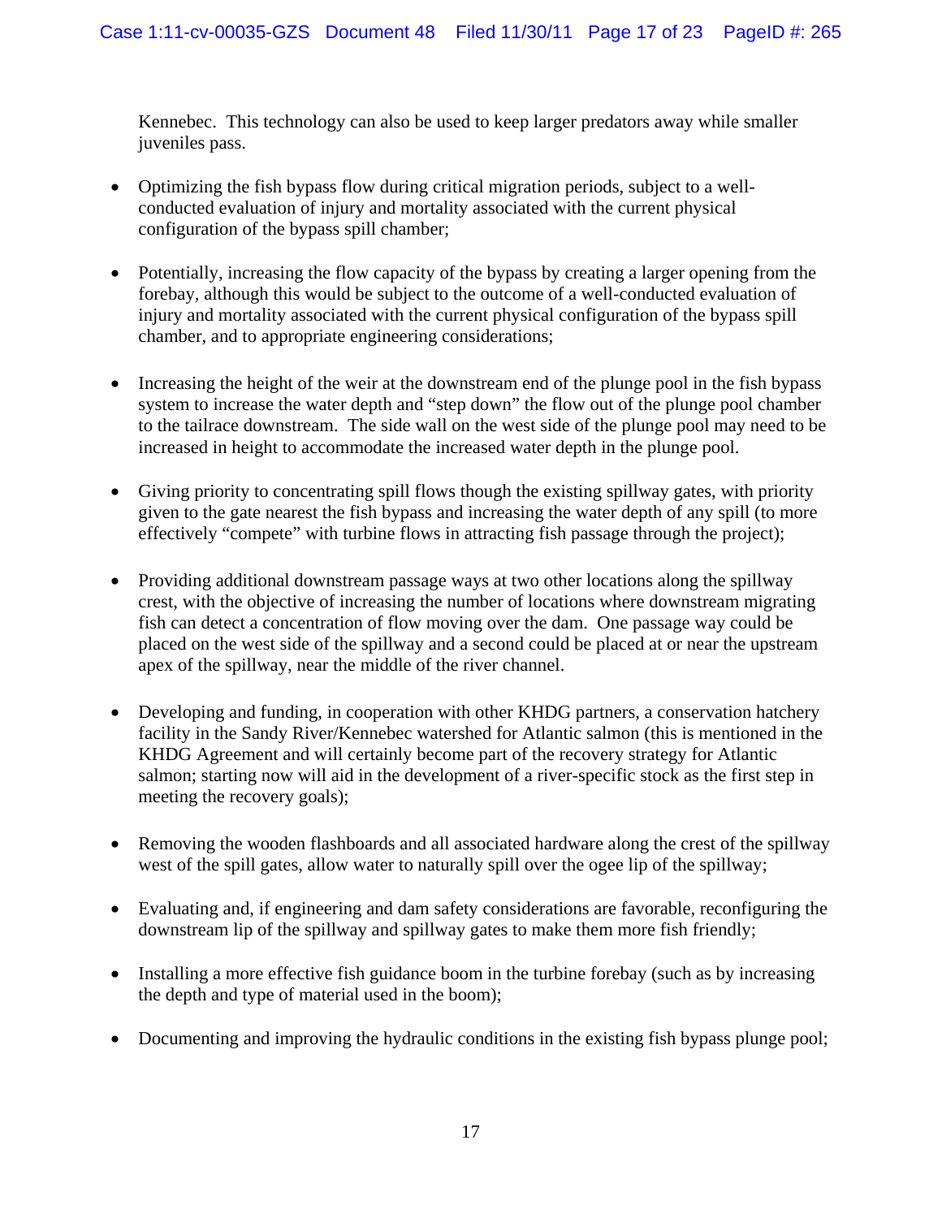Kennebec. This technology can also be used to keep larger predators away while smaller juveniles pass.

- Optimizing the fish bypass flow during critical migration periods, subject to a well-conducted evaluation of injury and mortality associated with the current physical configuration of the bypass spill chamber;

- Potentially, increasing the flow capacity of the bypass by creating a larger opening from the forebay, although this would be subject to the outcome of a well-conducted evaluation of injury and mortality associated with the current physical configuration of the bypass spill chamber, and to appropriate engineering considerations;

- Increasing the height of the weir at the downstream end of the plunge pool in the fish bypass system to increase the water depth and "step down" the flow out of the plunge pool chamber to the tailrace downstream. The side wall on the west side of the plunge pool may need to be increased in height to accommodate the increased water depth in the plunge pool.

- Giving priority to concentrating spill flows though the existing spillway gates, with priority given to the gate nearest the fish bypass and increasing the water depth of any spill (to more effectively "compete" with turbine flows in attracting fish passage through the project);

- Providing additional downstream passage ways at two other locations along the spillway crest, with the objective of increasing the number of locations where downstream migrating fish can detect a concentration of flow moving over the dam. One passage way could be placed on the west side of the spillway and a second could be placed at or near the upstream apex of the spillway, near the middle of the river channel.

- Developing and funding, in cooperation with other KHDG partners, a conservation hatchery facility in the Sandy River/Kennebec watershed for Atlantic salmon (this is mentioned in the KHDG Agreement and will certainly become part of the recovery strategy for Atlantic salmon; starting now will aid in the development of a river-specific stock as the first step in meeting the recovery goals);

- Removing the wooden flashboards and all associated hardware along the crest of the spillway west of the spill gates, allow water to naturally spill over the ogee lip of the spillway;

- Evaluating and, if engineering and dam safety considerations are favorable, reconfiguring the downstream lip of the spillway and spillway gates to make them more fish friendly;

- Installing a more effective fish guidance boom in the turbine forebay (such as by increasing the depth and type of material used in the boom);

- Documenting and improving the hydraulic conditions in the existing fish bypass plunge pool;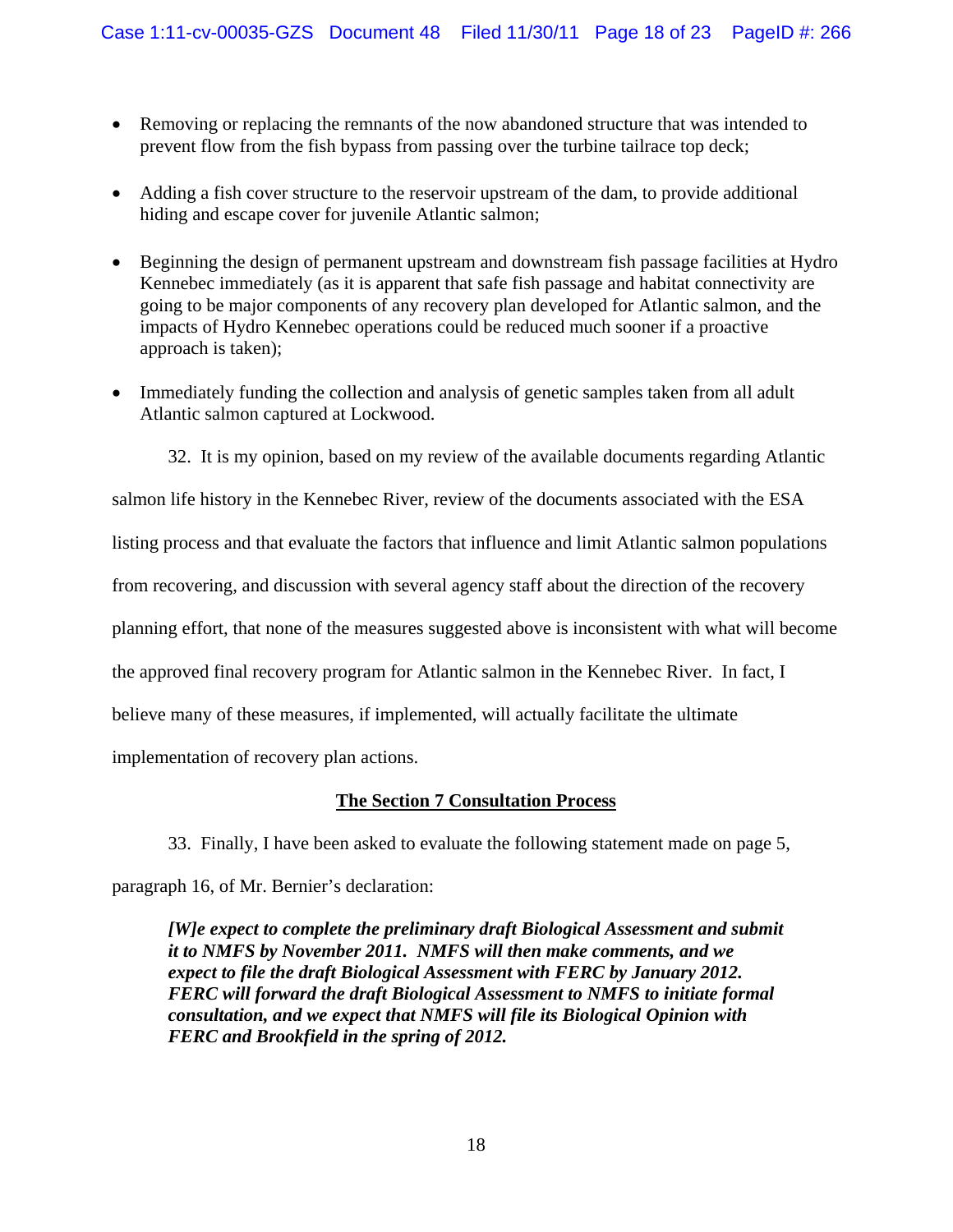- Removing or replacing the remnants of the now abandoned structure that was intended to prevent flow from the fish bypass from passing over the turbine tailrace top deck;

- Adding a fish cover structure to the reservoir upstream of the dam, to provide additional hiding and escape cover for juvenile Atlantic salmon;

- Beginning the design of permanent upstream and downstream fish passage facilities at Hydro Kennebec immediately (as it is apparent that safe fish passage and habitat connectivity are going to be major components of any recovery plan developed for Atlantic salmon, and the impacts of Hydro Kennebec operations could be reduced much sooner if a proactive approach is taken);

- Immediately funding the collection and analysis of genetic samples taken from all adult Atlantic salmon captured at Lockwood.

32. It is my opinion, based on my review of the available documents regarding Atlantic salmon life history in the Kennebec River, review of the documents associated with the ESA listing process and that evaluate the factors that influence and limit Atlantic salmon populations from recovering, and discussion with several agency staff about the direction of the recovery planning effort, that none of the measures suggested above is inconsistent with what will become the approved final recovery program for Atlantic salmon in the Kennebec River. In fact, I believe many of these measures, if implemented, will actually facilitate the ultimate implementation of recovery plan actions.

## <u>The Section 7 Consultation Process</u>

33. Finally, I have been asked to evaluate the following statement made on page 5, paragraph 16, of Mr. Bernier's declaration:

> ***[W]e expect to complete the preliminary draft Biological Assessment and submit it to NMFS by November 2011. NMFS will then make comments, and we expect to file the draft Biological Assessment with FERC by January 2012. FERC will forward the draft Biological Assessment to NMFS to initiate formal consultation, and we expect that NMFS will file its Biological Opinion with FERC and Brookfield in the spring of 2012.***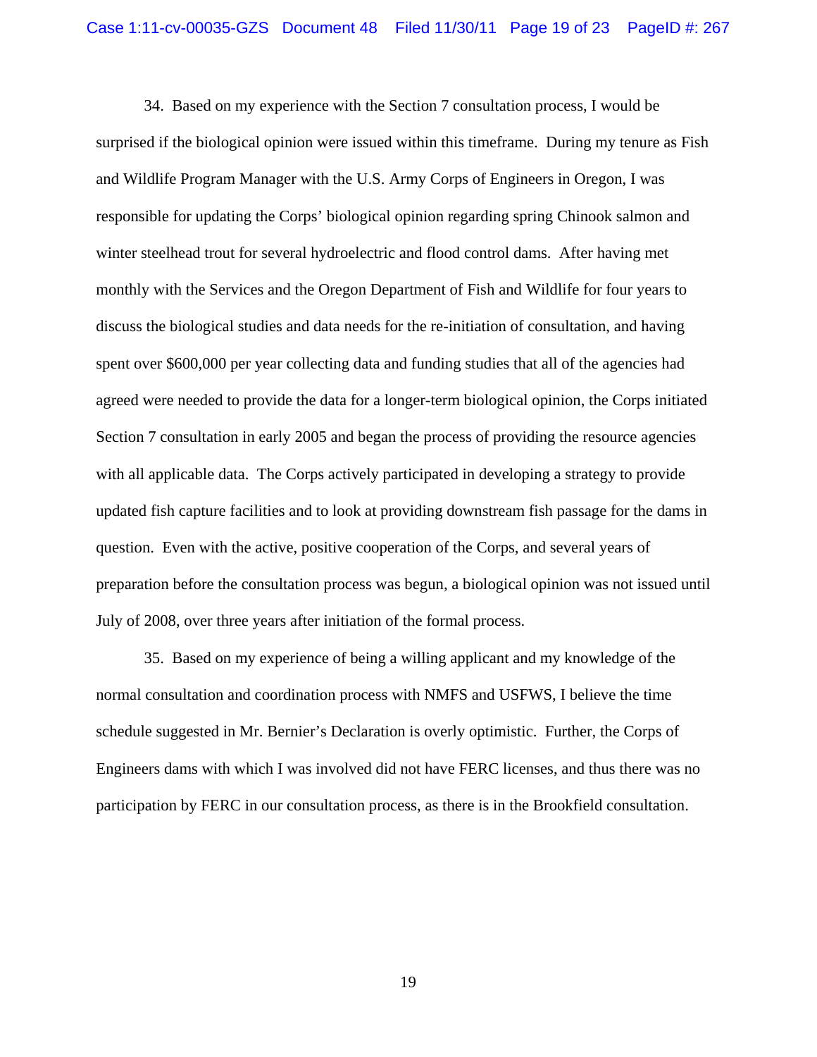34. Based on my experience with the Section 7 consultation process, I would be surprised if the biological opinion were issued within this timeframe. During my tenure as Fish and Wildlife Program Manager with the U.S. Army Corps of Engineers in Oregon, I was responsible for updating the Corps' biological opinion regarding spring Chinook salmon and winter steelhead trout for several hydroelectric and flood control dams. After having met monthly with the Services and the Oregon Department of Fish and Wildlife for four years to discuss the biological studies and data needs for the re-initiation of consultation, and having spent over $600,000 per year collecting data and funding studies that all of the agencies had agreed were needed to provide the data for a longer-term biological opinion, the Corps initiated Section 7 consultation in early 2005 and began the process of providing the resource agencies with all applicable data. The Corps actively participated in developing a strategy to provide updated fish capture facilities and to look at providing downstream fish passage for the dams in question. Even with the active, positive cooperation of the Corps, and several years of preparation before the consultation process was begun, a biological opinion was not issued until July of 2008, over three years after initiation of the formal process.

35. Based on my experience of being a willing applicant and my knowledge of the normal consultation and coordination process with NMFS and USFWS, I believe the time schedule suggested in Mr. Bernier's Declaration is overly optimistic. Further, the Corps of Engineers dams with which I was involved did not have FERC licenses, and thus there was no participation by FERC in our consultation process, as there is in the Brookfield consultation.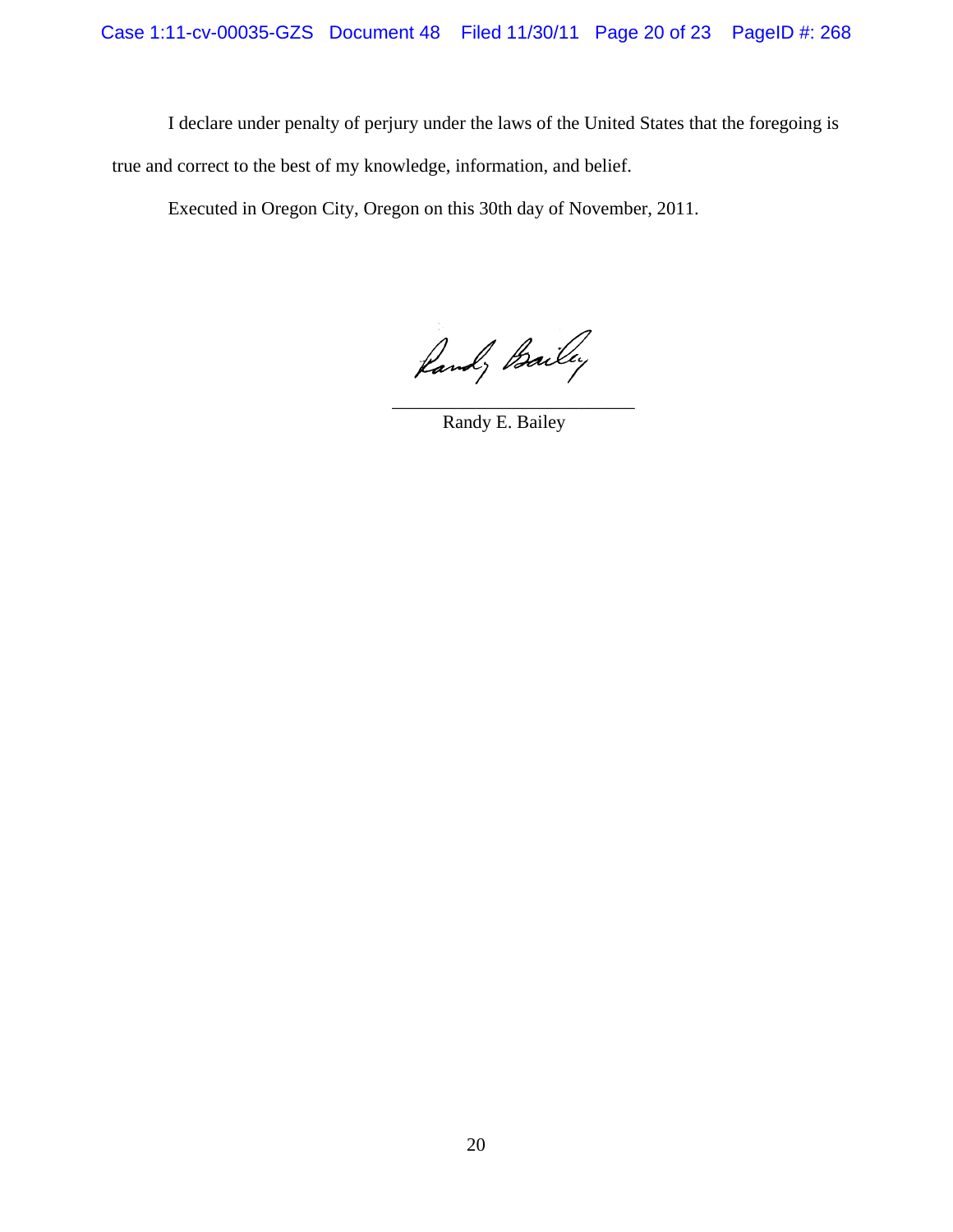I declare under penalty of perjury under the laws of the United States that the foregoing is true and correct to the best of my knowledge, information, and belief.

Executed in Oregon City, Oregon on this 30th day of November, 2011.

Randy Bailey

___________________________

Randy E. Bailey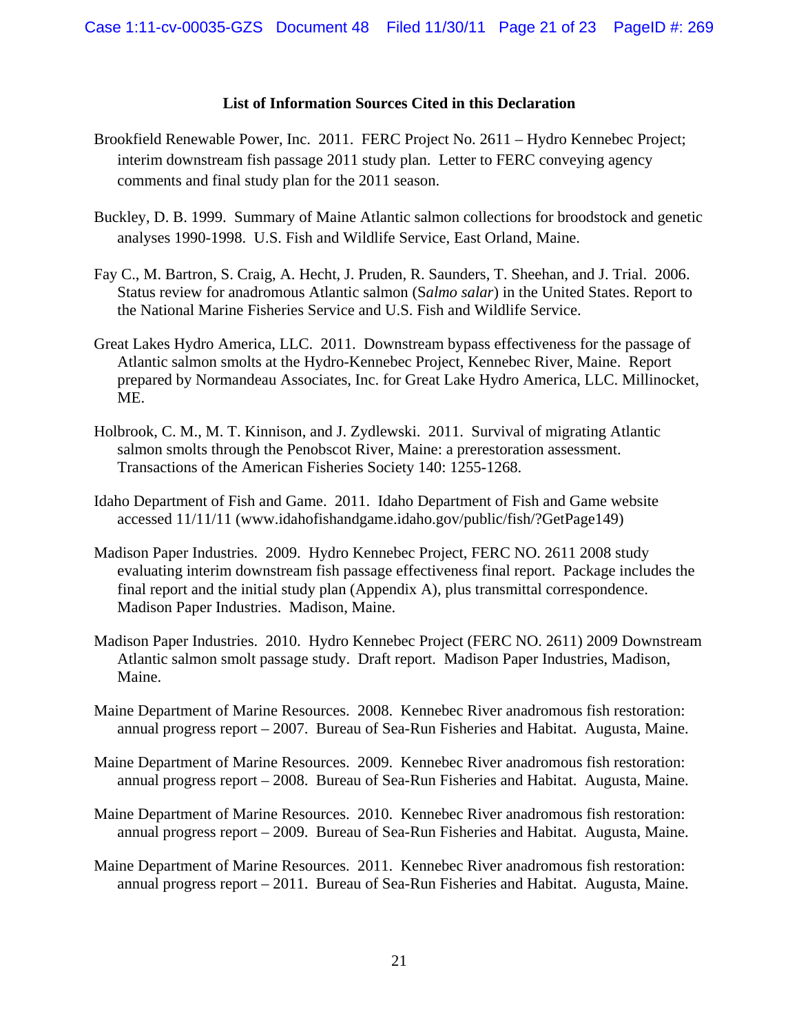**List of Information Sources Cited in this Declaration**

Brookfield Renewable Power, Inc. 2011. FERC Project No. 2611 – Hydro Kennebec Project; interim downstream fish passage 2011 study plan. Letter to FERC conveying agency comments and final study plan for the 2011 season.

Buckley, D. B. 1999. Summary of Maine Atlantic salmon collections for broodstock and genetic analyses 1990-1998. U.S. Fish and Wildlife Service, East Orland, Maine.

Fay C., M. Bartron, S. Craig, A. Hecht, J. Pruden, R. Saunders, T. Sheehan, and J. Trial. 2006. Status review for anadromous Atlantic salmon (S*almo salar*) in the United States. Report to the National Marine Fisheries Service and U.S. Fish and Wildlife Service.

Great Lakes Hydro America, LLC. 2011. Downstream bypass effectiveness for the passage of Atlantic salmon smolts at the Hydro-Kennebec Project, Kennebec River, Maine. Report prepared by Normandeau Associates, Inc. for Great Lake Hydro America, LLC. Millinocket, ME.

Holbrook, C. M., M. T. Kinnison, and J. Zydlewski. 2011. Survival of migrating Atlantic salmon smolts through the Penobscot River, Maine: a prerestoration assessment. Transactions of the American Fisheries Society 140: 1255-1268.

Idaho Department of Fish and Game. 2011. Idaho Department of Fish and Game website accessed 11/11/11 (www.idahofishandgame.idaho.gov/public/fish/?GetPage149)

Madison Paper Industries. 2009. Hydro Kennebec Project, FERC NO. 2611 2008 study evaluating interim downstream fish passage effectiveness final report. Package includes the final report and the initial study plan (Appendix A), plus transmittal correspondence. Madison Paper Industries. Madison, Maine.

Madison Paper Industries. 2010. Hydro Kennebec Project (FERC NO. 2611) 2009 Downstream Atlantic salmon smolt passage study. Draft report. Madison Paper Industries, Madison, Maine.

Maine Department of Marine Resources. 2008. Kennebec River anadromous fish restoration: annual progress report – 2007. Bureau of Sea-Run Fisheries and Habitat. Augusta, Maine.

Maine Department of Marine Resources. 2009. Kennebec River anadromous fish restoration: annual progress report – 2008. Bureau of Sea-Run Fisheries and Habitat. Augusta, Maine.

Maine Department of Marine Resources. 2010. Kennebec River anadromous fish restoration: annual progress report – 2009. Bureau of Sea-Run Fisheries and Habitat. Augusta, Maine.

Maine Department of Marine Resources. 2011. Kennebec River anadromous fish restoration: annual progress report – 2011. Bureau of Sea-Run Fisheries and Habitat. Augusta, Maine.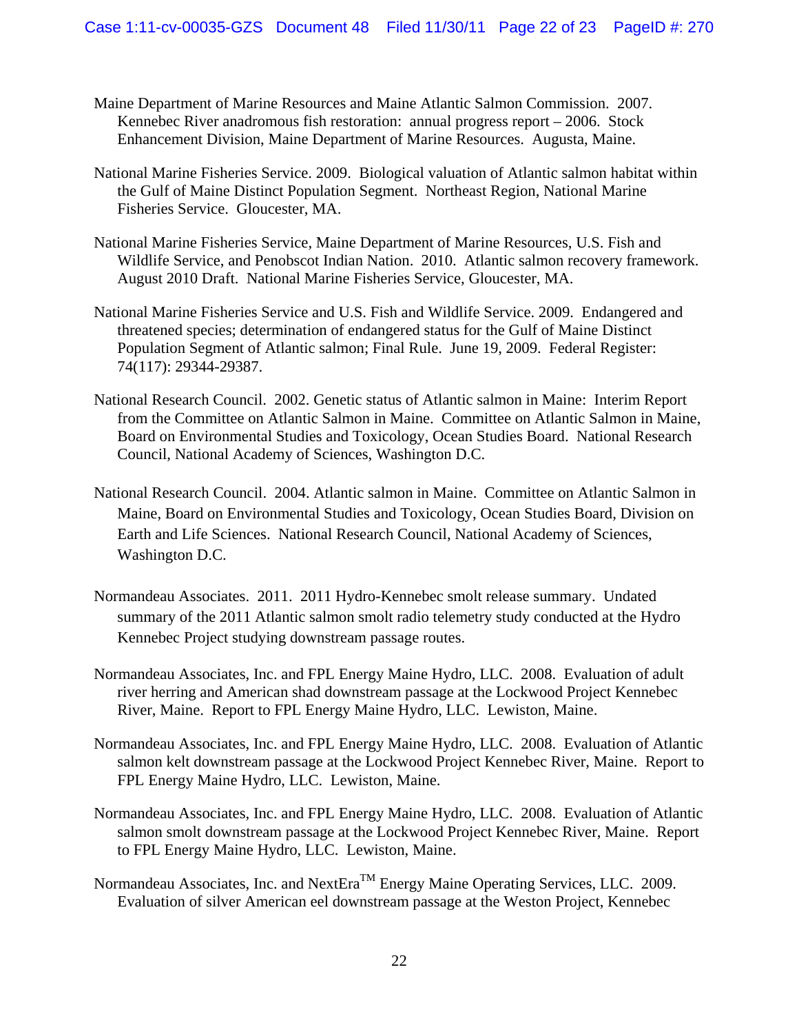Maine Department of Marine Resources and Maine Atlantic Salmon Commission. 2007. Kennebec River anadromous fish restoration: annual progress report – 2006. Stock Enhancement Division, Maine Department of Marine Resources. Augusta, Maine.

National Marine Fisheries Service. 2009. Biological valuation of Atlantic salmon habitat within the Gulf of Maine Distinct Population Segment. Northeast Region, National Marine Fisheries Service. Gloucester, MA.

National Marine Fisheries Service, Maine Department of Marine Resources, U.S. Fish and Wildlife Service, and Penobscot Indian Nation. 2010. Atlantic salmon recovery framework. August 2010 Draft. National Marine Fisheries Service, Gloucester, MA.

National Marine Fisheries Service and U.S. Fish and Wildlife Service. 2009. Endangered and threatened species; determination of endangered status for the Gulf of Maine Distinct Population Segment of Atlantic salmon; Final Rule. June 19, 2009. Federal Register: 74(117): 29344-29387.

National Research Council. 2002. Genetic status of Atlantic salmon in Maine: Interim Report from the Committee on Atlantic Salmon in Maine. Committee on Atlantic Salmon in Maine, Board on Environmental Studies and Toxicology, Ocean Studies Board. National Research Council, National Academy of Sciences, Washington D.C.

National Research Council. 2004. Atlantic salmon in Maine. Committee on Atlantic Salmon in Maine, Board on Environmental Studies and Toxicology, Ocean Studies Board, Division on Earth and Life Sciences. National Research Council, National Academy of Sciences, Washington D.C.

Normandeau Associates. 2011. 2011 Hydro-Kennebec smolt release summary. Undated summary of the 2011 Atlantic salmon smolt radio telemetry study conducted at the Hydro Kennebec Project studying downstream passage routes.

Normandeau Associates, Inc. and FPL Energy Maine Hydro, LLC. 2008. Evaluation of adult river herring and American shad downstream passage at the Lockwood Project Kennebec River, Maine. Report to FPL Energy Maine Hydro, LLC. Lewiston, Maine.

Normandeau Associates, Inc. and FPL Energy Maine Hydro, LLC. 2008. Evaluation of Atlantic salmon kelt downstream passage at the Lockwood Project Kennebec River, Maine. Report to FPL Energy Maine Hydro, LLC. Lewiston, Maine.

Normandeau Associates, Inc. and FPL Energy Maine Hydro, LLC. 2008. Evaluation of Atlantic salmon smolt downstream passage at the Lockwood Project Kennebec River, Maine. Report to FPL Energy Maine Hydro, LLC. Lewiston, Maine.

Normandeau Associates, Inc. and NextEra™ Energy Maine Operating Services, LLC. 2009. Evaluation of silver American eel downstream passage at the Weston Project, Kennebec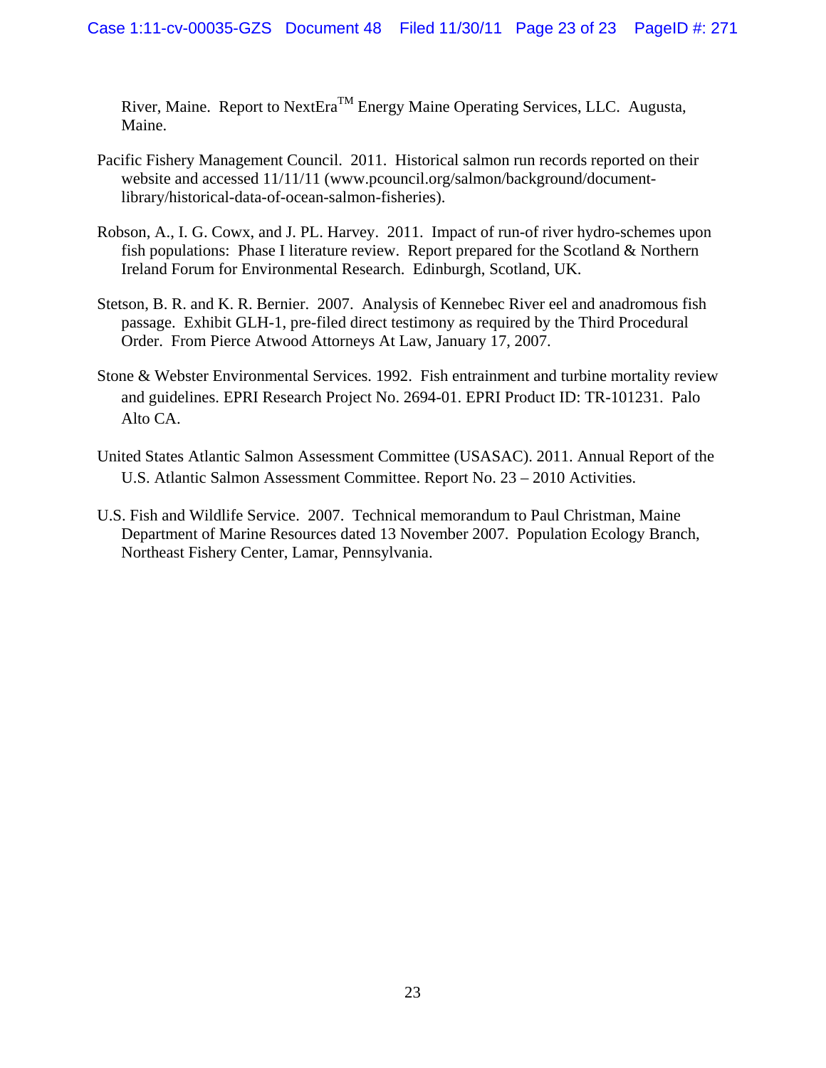River, Maine. Report to NextEra™ Energy Maine Operating Services, LLC. Augusta, Maine.

Pacific Fishery Management Council. 2011. Historical salmon run records reported on their website and accessed 11/11/11 (www.pcouncil.org/salmon/background/document-library/historical-data-of-ocean-salmon-fisheries).

Robson, A., I. G. Cowx, and J. PL. Harvey. 2011. Impact of run-of river hydro-schemes upon fish populations: Phase I literature review. Report prepared for the Scotland & Northern Ireland Forum for Environmental Research. Edinburgh, Scotland, UK.

Stetson, B. R. and K. R. Bernier. 2007. Analysis of Kennebec River eel and anadromous fish passage. Exhibit GLH-1, pre-filed direct testimony as required by the Third Procedural Order. From Pierce Atwood Attorneys At Law, January 17, 2007.

Stone & Webster Environmental Services. 1992. Fish entrainment and turbine mortality review and guidelines. EPRI Research Project No. 2694-01. EPRI Product ID: TR-101231. Palo Alto CA.

United States Atlantic Salmon Assessment Committee (USASAC). 2011. Annual Report of the U.S. Atlantic Salmon Assessment Committee. Report No. 23 – 2010 Activities.

U.S. Fish and Wildlife Service. 2007. Technical memorandum to Paul Christman, Maine Department of Marine Resources dated 13 November 2007. Population Ecology Branch, Northeast Fishery Center, Lamar, Pennsylvania.